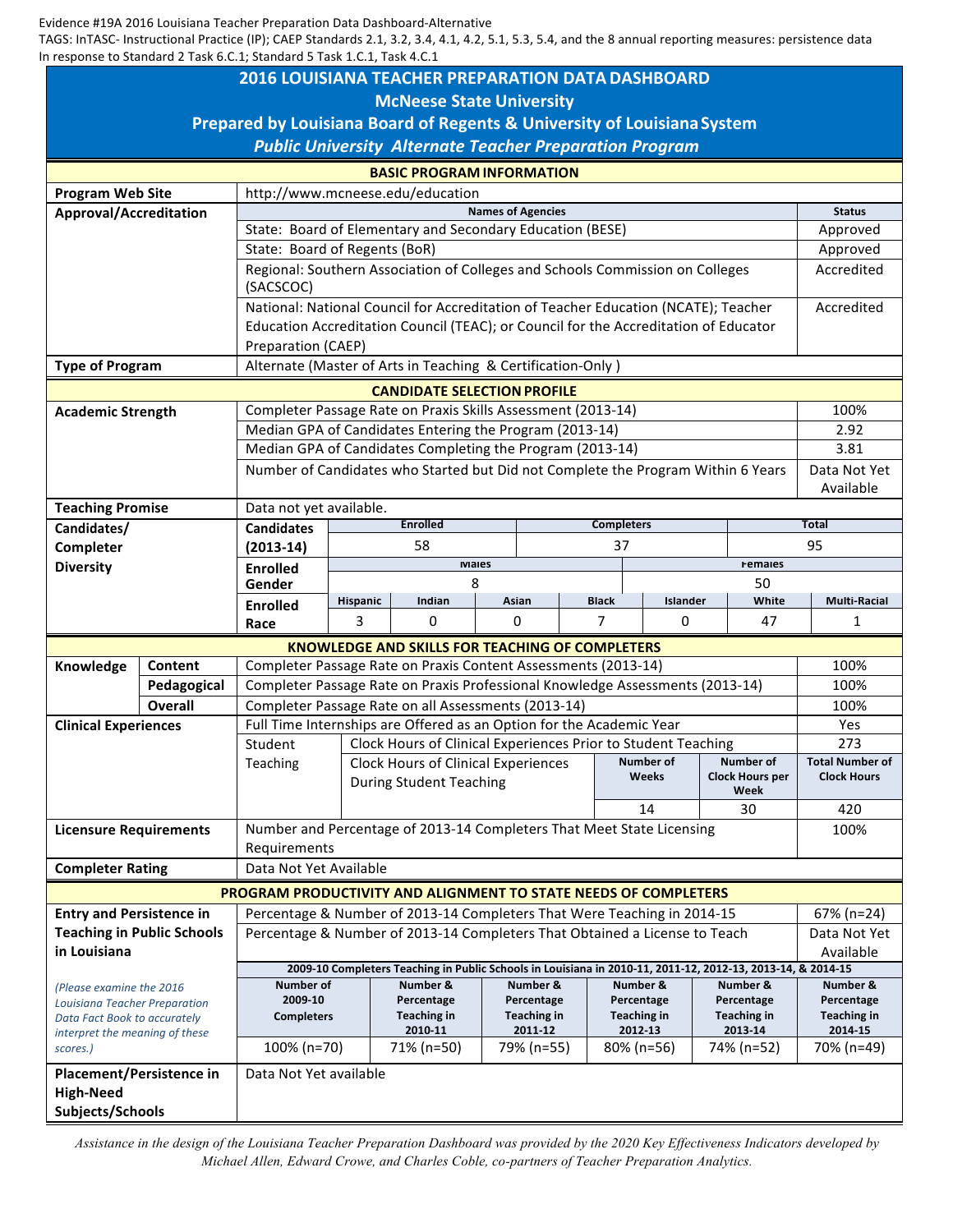Evidence #19A 2016 Louisiana Teacher Preparation Data Dashboard-Alternative

TAGS: InTASC- Instructional Practice (IP); CAEP Standards 2.1, 3.2, 3.4, 4.1, 4.2, 5.1, 5.3, 5.4, and the 8 annual reporting measures: persistence data

In response to Standard 2 Task 6.C.1; Standard 5 Task 1.C.1, Task 4.C.1

# 2016 LOUISIANA TEACHER PREPARATION DATA DASHBOARD

## McNeese State University

## Prepared by Louisiana Board of Regents & University of Louisiana System

### *Public University Alternate Teacher Preparation Program*

## BASIC PROGRAM INFORMATION

| | | |
|---|---|---|
| **Program Web Site** | http://www.mcneese.edu/education | |
| **Approval/Accreditation** | **Names of Agencies** | **Status** |
| | State: Board of Elementary and Secondary Education (BESE) | Approved |
| | State: Board of Regents (BoR) | Approved |
| | Regional: Southern Association of Colleges and Schools Commission on Colleges (SACSCOC) | Accredited |
| | National: National Council for Accreditation of Teacher Education (NCATE); Teacher Education Accreditation Council (TEAC); or Council for the Accreditation of Educator Preparation (CAEP) | Accredited |
| **Type of Program** | Alternate (Master of Arts in Teaching & Certification-Only ) | |

## CANDIDATE SELECTION PROFILE

| | | |
|---|---|---|
| **Academic Strength** | Completer Passage Rate on Praxis Skills Assessment (2013-14) | 100% |
| | Median GPA of Candidates Entering the Program (2013-14) | 2.92 |
| | Median GPA of Candidates Completing the Program (2013-14) | 3.81 |
| | Number of Candidates who Started but Did not Complete the Program Within 6 Years | Data Not Yet Available |
| **Teaching Promise** | Data not yet available. | |

**Candidates/Completer Diversity**

| Candidates (2013-14) | Enrolled | Completers | Total |
|---|---|---|---|
| | 58 | 37 | 95 |

| Enrolled Gender | Males | Females |
|---|---|---|
| | 8 | 50 |

| Enrolled Race | Hispanic | Indian | Asian | Black | Islander | White | Multi-Racial |
|---|---|---|---|---|---|---|---|
| | 3 | 0 | 0 | 7 | 0 | 47 | 1 |

## KNOWLEDGE AND SKILLS FOR TEACHING OF COMPLETERS

| | | | |
|---|---|---|---|
| **Knowledge** | **Content** | Completer Passage Rate on Praxis Content Assessments (2013-14) | 100% |
| | **Pedagogical** | Completer Passage Rate on Praxis Professional Knowledge Assessments (2013-14) | 100% |
| | **Overall** | Completer Passage Rate on all Assessments (2013-14) | 100% |

**Clinical Experiences**

| | | | | |
|---|---|---|---|---|
| Full Time Internships are Offered as an Option for the Academic Year | | | | Yes |
| Student Teaching | Clock Hours of Clinical Experiences Prior to Student Teaching | | | 273 |
| | Clock Hours of Clinical Experiences During Student Teaching | **Number of Weeks** | **Number of Clock Hours per Week** | **Total Number of Clock Hours** |
| | | 14 | 30 | 420 |

| | | |
|---|---|---|
| **Licensure Requirements** | Number and Percentage of 2013-14 Completers That Meet State Licensing Requirements | 100% |
| **Completer Rating** | Data Not Yet Available | |

## PROGRAM PRODUCTIVITY AND ALIGNMENT TO STATE NEEDS OF COMPLETERS

**Entry and Persistence in Teaching in Public Schools in Louisiana**

*(Please examine the 2016 Louisiana Teacher Preparation Data Fact Book to accurately interpret the meaning of these scores.)*

| | |
|---|---|
| Percentage & Number of 2013-14 Completers That Were Teaching in 2014-15 | 67% (n=24) |
| Percentage & Number of 2013-14 Completers That Obtained a License to Teach | Data Not Yet Available |

**2009-10 Completers Teaching in Public Schools in Louisiana in 2010-11, 2011-12, 2012-13, 2013-14, & 2014-15**

| Number of 2009-10 Completers | Number & Percentage Teaching in 2010-11 | Number & Percentage Teaching in 2011-12 | Number & Percentage Teaching in 2012-13 | Number & Percentage Teaching in 2013-14 | Number & Percentage Teaching in 2014-15 |
|---|---|---|---|---|---|
| 100% (n=70) | 71% (n=50) | 79% (n=55) | 80% (n=56) | 74% (n=52) | 70% (n=49) |

| | |
|---|---|
| **Placement/Persistence in High-Need Subjects/Schools** | Data Not Yet available |

*Assistance in the design of the Louisiana Teacher Preparation Dashboard was provided by the 2020 Key Effectiveness Indicators developed by Michael Allen, Edward Crowe, and Charles Coble, co-partners of Teacher Preparation Analytics.*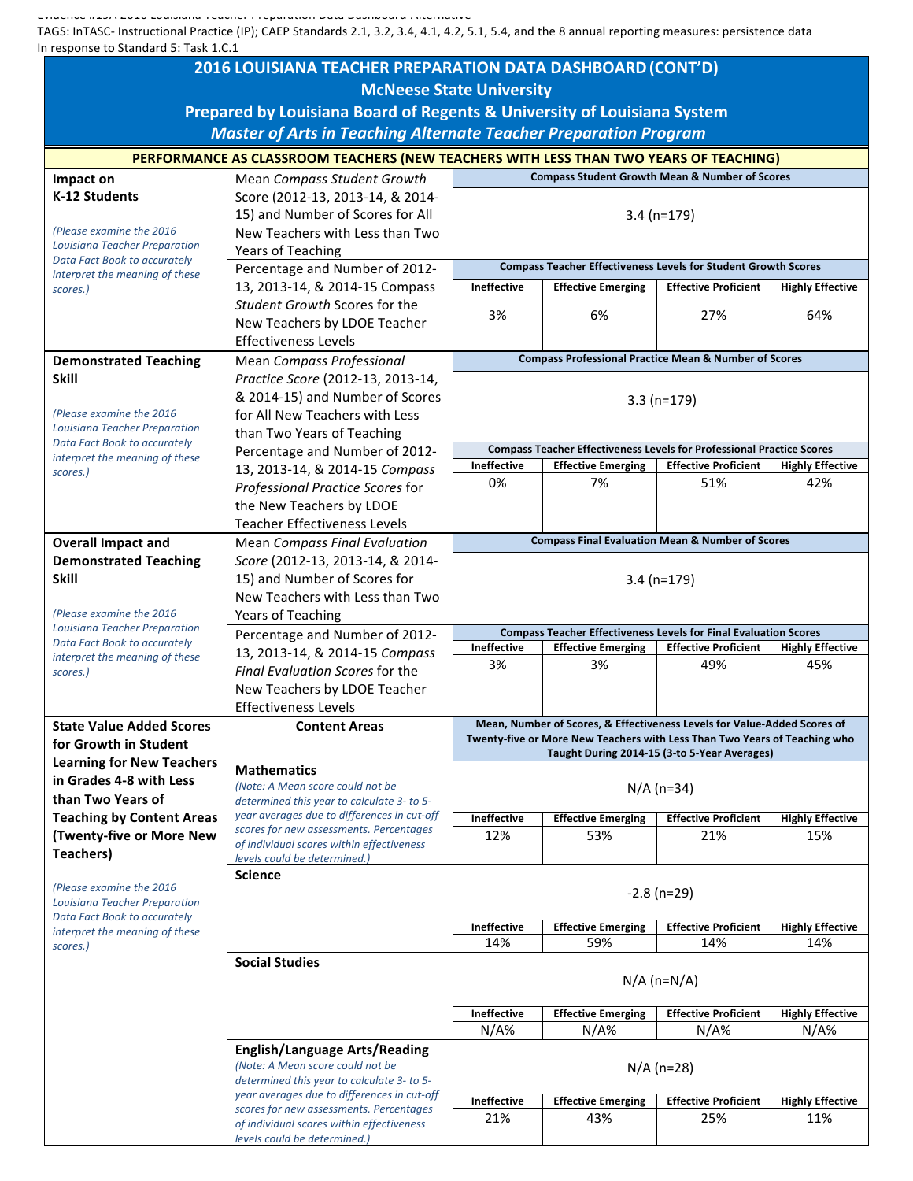TAGS: InTASC- Instructional Practice (IP); CAEP Standards 2.1, 3.2, 3.4, 4.1, 4.2, 5.1, 5.4, and the 8 annual reporting measures: persistence data
In response to Standard 5: Task 1.C.1

# 2016 LOUISIANA TEACHER PREPARATION DATA DASHBOARD (CONT'D)
## McNeese State University
### Prepared by Louisiana Board of Regents & University of Louisiana System
### *Master of Arts in Teaching Alternate Teacher Preparation Program*

**PERFORMANCE AS CLASSROOM TEACHERS (NEW TEACHERS WITH LESS THAN TWO YEARS OF TEACHING)**

| Category | Measure | | | | |
|---|---|---|---|---|---|
| **Impact on K-12 Students** *(Please examine the 2016 Louisiana Teacher Preparation Data Fact Book to accurately interpret the meaning of these scores.)* | Mean *Compass Student Growth* Score (2012-13, 2013-14, & 2014-15) and Number of Scores for All New Teachers with Less than Two Years of Teaching | **Compass Student Growth Mean & Number of Scores** | | | |
| | | 3.4 (n=179) | | | |
| | Percentage and Number of 2012-13, 2013-14, & 2014-15 Compass *Student Growth* Scores for the New Teachers by LDOE Teacher Effectiveness Levels | **Compass Teacher Effectiveness Levels for Student Growth Scores** | | | |
| | | **Ineffective** | **Effective Emerging** | **Effective Proficient** | **Highly Effective** |
| | | 3% | 6% | 27% | 64% |
| **Demonstrated Teaching Skill** *(Please examine the 2016 Louisiana Teacher Preparation Data Fact Book to accurately interpret the meaning of these scores.)* | Mean *Compass Professional Practice Score* (2012-13, 2013-14, & 2014-15) and Number of Scores for All New Teachers with Less than Two Years of Teaching | **Compass Professional Practice Mean & Number of Scores** | | | |
| | | 3.3 (n=179) | | | |
| | Percentage and Number of 2012-13, 2013-14, & 2014-15 *Compass Professional Practice Scores* for the New Teachers by LDOE Teacher Effectiveness Levels | **Compass Teacher Effectiveness Levels for Professional Practice Scores** | | | |
| | | **Ineffective** | **Effective Emerging** | **Effective Proficient** | **Highly Effective** |
| | | 0% | 7% | 51% | 42% |
| **Overall Impact and Demonstrated Teaching Skill** *(Please examine the 2016 Louisiana Teacher Preparation Data Fact Book to accurately interpret the meaning of these scores.)* | Mean *Compass Final Evaluation Score* (2012-13, 2013-14, & 2014-15) and Number of Scores for New Teachers with Less than Two Years of Teaching | **Compass Final Evaluation Mean & Number of Scores** | | | |
| | | 3.4 (n=179) | | | |
| | Percentage and Number of 2012-13, 2013-14, & 2014-15 *Compass Final Evaluation Scores* for the New Teachers by LDOE Teacher Effectiveness Levels | **Compass Teacher Effectiveness Levels for Final Evaluation Scores** | | | |
| | | **Ineffective** | **Effective Emerging** | **Effective Proficient** | **Highly Effective** |
| | | 3% | 3% | 49% | 45% |
| **State Value Added Scores for Growth in Student Learning for New Teachers in Grades 4-8 with Less than Two Years of Teaching by Content Areas (Twenty-five or More New Teachers)** *(Please examine the 2016 Louisiana Teacher Preparation Data Fact Book to accurately interpret the meaning of these scores.)* | **Content Areas** | **Mean, Number of Scores, & Effectiveness Levels for Value-Added Scores of Twenty-five or More New Teachers with Less Than Two Years of Teaching who Taught During 2014-15 (3-to 5-Year Averages)** | | | |
| | **Mathematics** *(Note: A Mean score could not be determined this year to calculate 3- to 5-year averages due to differences in cut-off scores for new assessments. Percentages of individual scores within effectiveness levels could be determined.)* | N/A (n=34) | | | |
| | | **Ineffective** | **Effective Emerging** | **Effective Proficient** | **Highly Effective** |
| | | 12% | 53% | 21% | 15% |
| | **Science** | -2.8 (n=29) | | | |
| | | **Ineffective** | **Effective Emerging** | **Effective Proficient** | **Highly Effective** |
| | | 14% | 59% | 14% | 14% |
| | **Social Studies** | N/A (n=N/A) | | | |
| | | **Ineffective** | **Effective Emerging** | **Effective Proficient** | **Highly Effective** |
| | | N/A% | N/A% | N/A% | N/A% |
| | **English/Language Arts/Reading** *(Note: A Mean score could not be determined this year to calculate 3- to 5-year averages due to differences in cut-off scores for new assessments. Percentages of individual scores within effectiveness levels could be determined.)* | N/A (n=28) | | | |
| | | **Ineffective** | **Effective Emerging** | **Effective Proficient** | **Highly Effective** |
| | | 21% | 43% | 25% | 11% |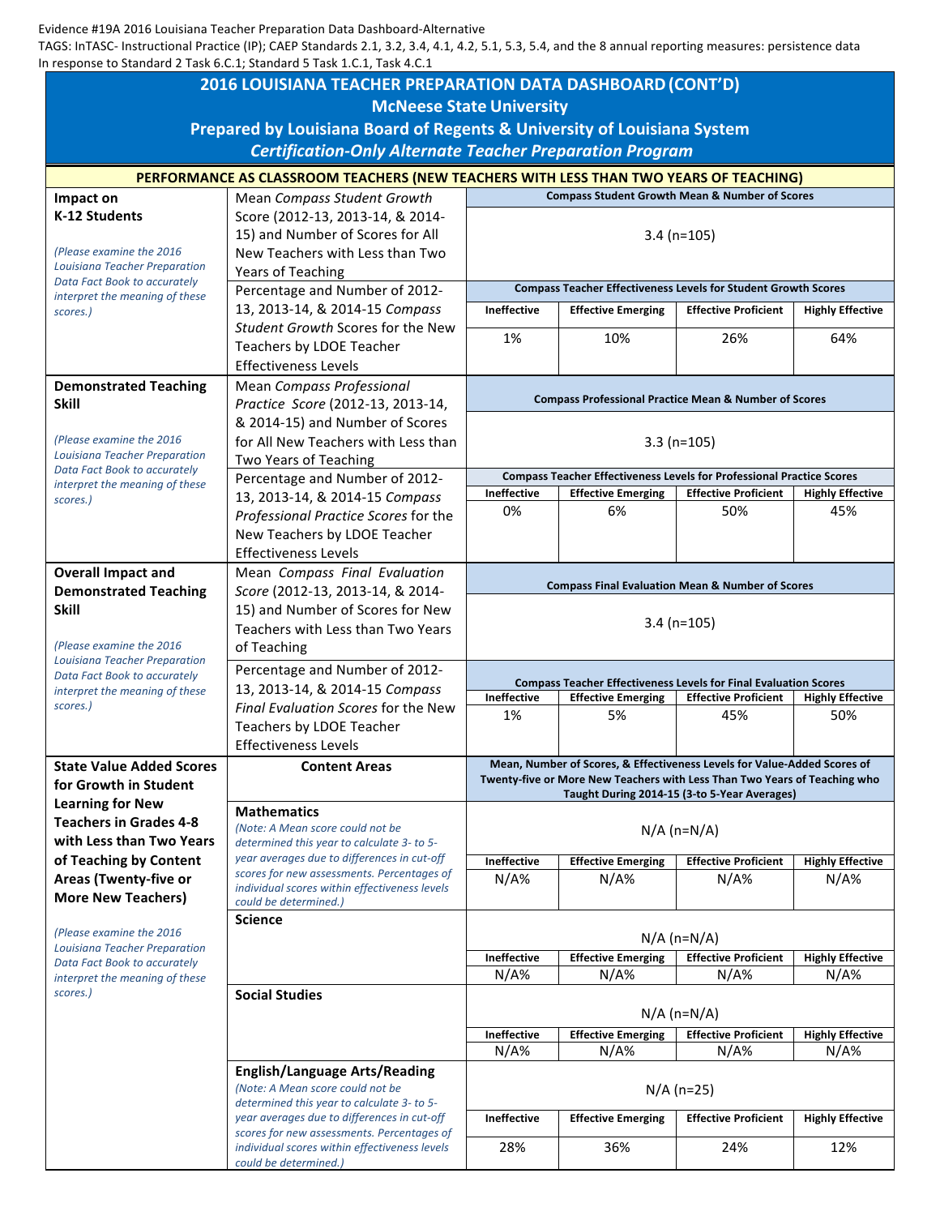Evidence #19A 2016 Louisiana Teacher Preparation Data Dashboard-Alternative
TAGS: InTASC- Instructional Practice (IP); CAEP Standards 2.1, 3.2, 3.4, 4.1, 4.2, 5.1, 5.3, 5.4, and the 8 annual reporting measures: persistence data
In response to Standard 2 Task 6.C.1; Standard 5 Task 1.C.1, Task 4.C.1

# 2016 LOUISIANA TEACHER PREPARATION DATA DASHBOARD (CONT'D)
## McNeese State University
### Prepared by Louisiana Board of Regents & University of Louisiana System
### *Certification-Only Alternate Teacher Preparation Program*

**PERFORMANCE AS CLASSROOM TEACHERS (NEW TEACHERS WITH LESS THAN TWO YEARS OF TEACHING)**

| | | | | | |
|---|---|---|---|---|---|
| **Impact on K-12 Students** *(Please examine the 2016 Louisiana Teacher Preparation Data Fact Book to accurately interpret the meaning of these scores.)* | Mean *Compass Student Growth* Score (2012-13, 2013-14, & 2014-15) and Number of Scores for All New Teachers with Less than Two Years of Teaching | **Compass Student Growth Mean & Number of Scores** | | | |
| | | 3.4 (n=105) | | | |
| | Percentage and Number of 2012-13, 2013-14, & 2014-15 *Compass Student Growth* Scores for the New Teachers by LDOE Teacher Effectiveness Levels | **Compass Teacher Effectiveness Levels for Student Growth Scores** | | | |
| | | **Ineffective** | **Effective Emerging** | **Effective Proficient** | **Highly Effective** |
| | | 1% | 10% | 26% | 64% |
| **Demonstrated Teaching Skill** *(Please examine the 2016 Louisiana Teacher Preparation Data Fact Book to accurately interpret the meaning of these scores.)* | Mean *Compass Professional Practice Score* (2012-13, 2013-14, & 2014-15) and Number of Scores for All New Teachers with Less than Two Years of Teaching | **Compass Professional Practice Mean & Number of Scores** | | | |
| | | 3.3 (n=105) | | | |
| | Percentage and Number of 2012-13, 2013-14, & 2014-15 *Compass Professional Practice Scores* for the New Teachers by LDOE Teacher Effectiveness Levels | **Compass Teacher Effectiveness Levels for Professional Practice Scores** | | | |
| | | **Ineffective** | **Effective Emerging** | **Effective Proficient** | **Highly Effective** |
| | | 0% | 6% | 50% | 45% |
| **Overall Impact and Demonstrated Teaching Skill** *(Please examine the 2016 Louisiana Teacher Preparation Data Fact Book to accurately interpret the meaning of these scores.)* | Mean *Compass Final Evaluation Score* (2012-13, 2013-14, & 2014-15) and Number of Scores for New Teachers with Less than Two Years of Teaching | **Compass Final Evaluation Mean & Number of Scores** | | | |
| | | 3.4 (n=105) | | | |
| | Percentage and Number of 2012-13, 2013-14, & 2014-15 *Compass Final Evaluation Scores* for the New Teachers by LDOE Teacher Effectiveness Levels | **Compass Teacher Effectiveness Levels for Final Evaluation Scores** | | | |
| | | **Ineffective** | **Effective Emerging** | **Effective Proficient** | **Highly Effective** |
| | | 1% | 5% | 45% | 50% |
| **State Value Added Scores for Growth in Student Learning for New Teachers in Grades 4-8 with Less than Two Years of Teaching by Content Areas (Twenty-five or More New Teachers)** *(Please examine the 2016 Louisiana Teacher Preparation Data Fact Book to accurately interpret the meaning of these scores.)* | **Content Areas** | **Mean, Number of Scores, & Effectiveness Levels for Value-Added Scores of Twenty-five or More New Teachers with Less Than Two Years of Teaching who Taught During 2014-15 (3-to 5-Year Averages)** | | | |
| | **Mathematics** *(Note: A Mean score could not be determined this year to calculate 3- to 5-year averages due to differences in cut-off scores for new assessments. Percentages of individual scores within effectiveness levels could be determined.)* | N/A (n=N/A) | | | |
| | | **Ineffective** | **Effective Emerging** | **Effective Proficient** | **Highly Effective** |
| | | N/A% | N/A% | N/A% | N/A% |
| | **Science** | N/A (n=N/A) | | | |
| | | **Ineffective** | **Effective Emerging** | **Effective Proficient** | **Highly Effective** |
| | | N/A% | N/A% | N/A% | N/A% |
| | **Social Studies** | N/A (n=N/A) | | | |
| | | **Ineffective** | **Effective Emerging** | **Effective Proficient** | **Highly Effective** |
| | | N/A% | N/A% | N/A% | N/A% |
| | **English/Language Arts/Reading** *(Note: A Mean score could not be determined this year to calculate 3- to 5-year averages due to differences in cut-off scores for new assessments. Percentages of individual scores within effectiveness levels could be determined.)* | N/A (n=25) | | | |
| | | **Ineffective** | **Effective Emerging** | **Effective Proficient** | **Highly Effective** |
| | | 28% | 36% | 24% | 12% |